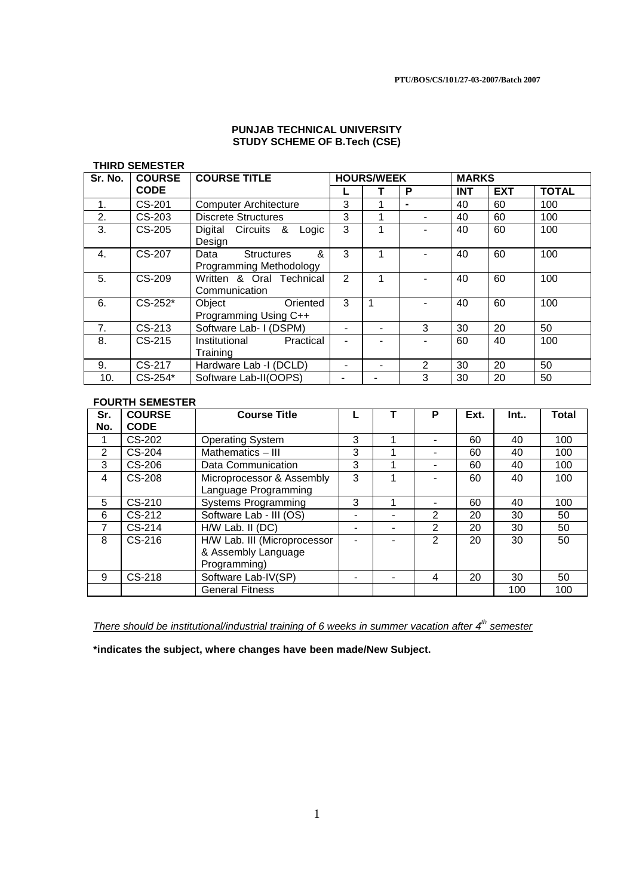PTU/BOS/CS/101/27-03-2007/Batch 2007

**PUNJAB TECHNICAL UNIVERSITY**
**STUDY SCHEME OF B.Tech (CSE)**

**THIRD SEMESTER**

| Sr. No. | COURSE CODE | COURSE TITLE | HOURS/WEEK | | | MARKS | | |
|---|---|---|---|---|---|---|---|---|
| | | | L | T | P | INT | EXT | TOTAL |
| 1. | CS-201 | Computer Architecture | 3 | 1 | - | 40 | 60 | 100 |
| 2. | CS-203 | Discrete Structures | 3 | 1 | - | 40 | 60 | 100 |
| 3. | CS-205 | Digital Circuits & Logic Design | 3 | 1 | - | 40 | 60 | 100 |
| 4. | CS-207 | Data Structures & Programming Methodology | 3 | 1 | - | 40 | 60 | 100 |
| 5. | CS-209 | Written & Oral Technical Communication | 2 | 1 | - | 40 | 60 | 100 |
| 6. | CS-252* | Object Oriented Programming Using C++ | 3 | 1 | - | 40 | 60 | 100 |
| 7. | CS-213 | Software Lab- I (DSPM) | - | - | 3 | 30 | 20 | 50 |
| 8. | CS-215 | Institutional Practical Training | - | - | - | 60 | 40 | 100 |
| 9. | CS-217 | Hardware Lab -I (DCLD) | - | - | 2 | 30 | 20 | 50 |
| 10. | CS-254* | Software Lab-II(OOPS) | - | - | 3 | 30 | 20 | 50 |

**FOURTH SEMESTER**

| Sr. No. | COURSE CODE | Course Title | L | T | P | Ext. | Int.. | Total |
|---|---|---|---|---|---|---|---|---|
| 1 | CS-202 | Operating System | 3 | 1 | - | 60 | 40 | 100 |
| 2 | CS-204 | Mathematics – III | 3 | 1 | - | 60 | 40 | 100 |
| 3 | CS-206 | Data Communication | 3 | 1 | - | 60 | 40 | 100 |
| 4 | CS-208 | Microprocessor & Assembly Language Programming | 3 | 1 | - | 60 | 40 | 100 |
| 5 | CS-210 | Systems Programming | 3 | 1 | - | 60 | 40 | 100 |
| 6 | CS-212 | Software Lab - III (OS) | - | - | 2 | 20 | 30 | 50 |
| 7 | CS-214 | H/W Lab. II (DC) | - | - | 2 | 20 | 30 | 50 |
| 8 | CS-216 | H/W Lab. III (Microprocessor & Assembly Language Programming) | - | - | 2 | 20 | 30 | 50 |
| 9 | CS-218 | Software Lab-IV(SP) | - | - | 4 | 20 | 30 | 50 |
| | | General Fitness | | | | | 100 | 100 |

*There should be institutional/industrial training of 6 weeks in summer vacation after 4th semester*

**\*indicates the subject, where changes have been made/New Subject.**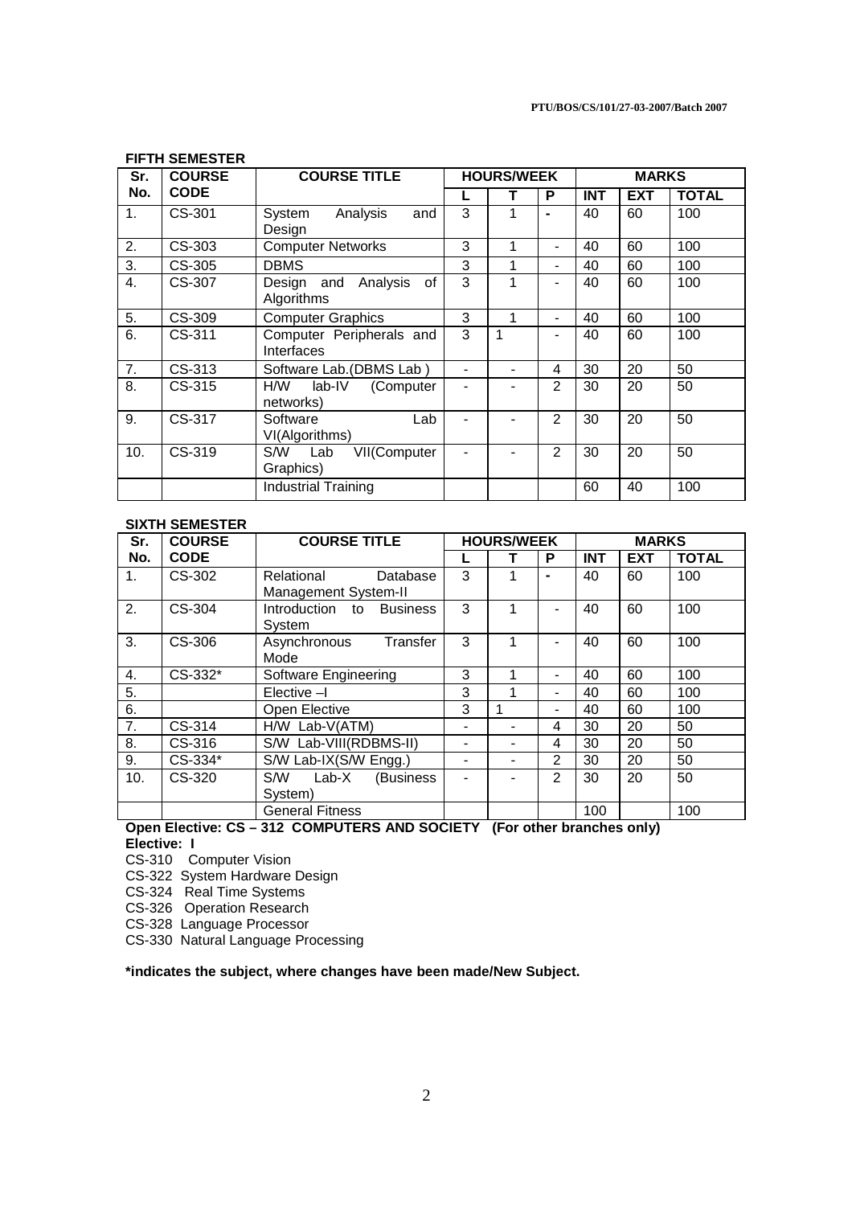### FIFTH SEMESTER

| Sr. No. | COURSE CODE | COURSE TITLE | HOURS/WEEK | | | MARKS | | |
|---|---|---|---|---|---|---|---|---|
| | | | L | T | P | INT | EXT | TOTAL |
| 1. | CS-301 | System Analysis and Design | 3 | 1 | - | 40 | 60 | 100 |
| 2. | CS-303 | Computer Networks | 3 | 1 | - | 40 | 60 | 100 |
| 3. | CS-305 | DBMS | 3 | 1 | - | 40 | 60 | 100 |
| 4. | CS-307 | Design and Analysis of Algorithms | 3 | 1 | - | 40 | 60 | 100 |
| 5. | CS-309 | Computer Graphics | 3 | 1 | - | 40 | 60 | 100 |
| 6. | CS-311 | Computer Peripherals and Interfaces | 3 | 1 | - | 40 | 60 | 100 |
| 7. | CS-313 | Software Lab.(DBMS Lab ) | - | - | 4 | 30 | 20 | 50 |
| 8. | CS-315 | H/W lab-IV (Computer networks) | - | - | 2 | 30 | 20 | 50 |
| 9. | CS-317 | Software Lab VI(Algorithms) | - | - | 2 | 30 | 20 | 50 |
| 10. | CS-319 | S/W Lab VII(Computer Graphics) | - | - | 2 | 30 | 20 | 50 |
| | | Industrial Training | | | | 60 | 40 | 100 |

### SIXTH SEMESTER

| Sr. No. | COURSE CODE | COURSE TITLE | HOURS/WEEK | | | MARKS | | |
|---|---|---|---|---|---|---|---|---|
| | | | L | T | P | INT | EXT | TOTAL |
| 1. | CS-302 | Relational Database Management System-II | 3 | 1 | - | 40 | 60 | 100 |
| 2. | CS-304 | Introduction to Business System | 3 | 1 | - | 40 | 60 | 100 |
| 3. | CS-306 | Asynchronous Transfer Mode | 3 | 1 | - | 40 | 60 | 100 |
| 4. | CS-332* | Software Engineering | 3 | 1 | - | 40 | 60 | 100 |
| 5. | | Elective –I | 3 | 1 | - | 40 | 60 | 100 |
| 6. | | Open Elective | 3 | 1 | - | 40 | 60 | 100 |
| 7. | CS-314 | H/W Lab-V(ATM) | - | - | 4 | 30 | 20 | 50 |
| 8. | CS-316 | S/W Lab-VIII(RDBMS-II) | - | - | 4 | 30 | 20 | 50 |
| 9. | CS-334* | S/W Lab-IX(S/W Engg.) | - | - | 2 | 30 | 20 | 50 |
| 10. | CS-320 | S/W Lab-X (Business System) | - | - | 2 | 30 | 20 | 50 |
| | | General Fitness | | | | 100 | | 100 |

**Open Elective: CS – 312 COMPUTERS AND SOCIETY (For other branches only)**

**Elective: I**

CS-310 Computer Vision
CS-322 System Hardware Design
CS-324 Real Time Systems
CS-326 Operation Research
CS-328 Language Processor
CS-330 Natural Language Processing

**\*indicates the subject, where changes have been made/New Subject.**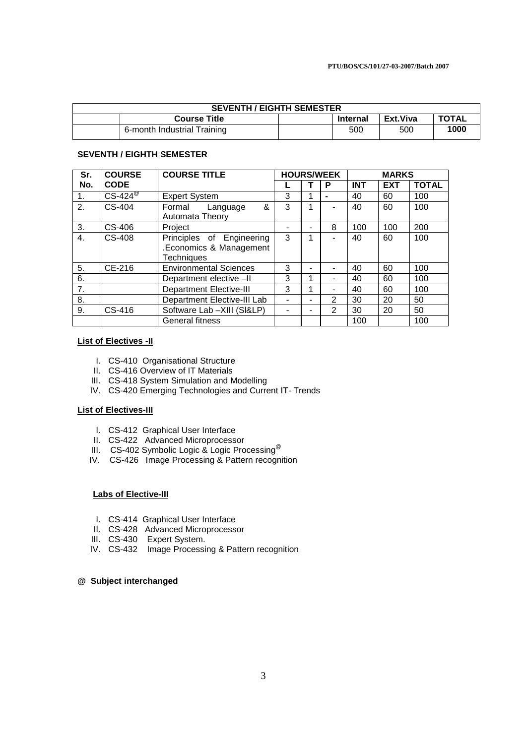| SEVENTH / EIGHTH SEMESTER | | | | | |
|---|---|---|---|---|---|
| | **Course Title** | | **Internal** | **Ext.Viva** | **TOTAL** |
| | 6-month Industrial Training | | 500 | 500 | **1000** |

**SEVENTH / EIGHTH SEMESTER**

| Sr. No. | COURSE CODE | COURSE TITLE | HOURS/WEEK | | | MARKS | | |
|---|---|---|---|---|---|---|---|---|
| | | | L | T | P | INT | EXT | TOTAL |
| 1. | CS-424[@] | Expert System | 3 | 1 | - | 40 | 60 | 100 |
| 2. | CS-404 | Formal Language & Automata Theory | 3 | 1 | - | 40 | 60 | 100 |
| 3. | CS-406 | Project | - | - | 8 | 100 | 100 | 200 |
| 4. | CS-408 | Principles of Engineering .Economics & Management Techniques | 3 | 1 | - | 40 | 60 | 100 |
| 5. | CE-216 | Environmental Sciences | 3 | - | - | 40 | 60 | 100 |
| 6. | | Department elective –II | 3 | 1 | - | 40 | 60 | 100 |
| 7. | | Department Elective-III | 3 | 1 | - | 40 | 60 | 100 |
| 8. | | Department Elective-III Lab | - | - | 2 | 30 | 20 | 50 |
| 9. | CS-416 | Software Lab –XIII (SI&LP) | - | - | 2 | 30 | 20 | 50 |
| | | General fitness | | | | 100 | | 100 |

**List of Electives -II**

I. CS-410 Organisational Structure
II. CS-416 Overview of IT Materials
III. CS-418 System Simulation and Modelling
IV. CS-420 Emerging Technologies and Current IT- Trends

**List of Electives-III**

I. CS-412 Graphical User Interface
II. CS-422 Advanced Microprocessor
III. CS-402 Symbolic Logic & Logic Processing[@]
IV. CS-426 Image Processing & Pattern recognition

**Labs of Elective-III**

I. CS-414 Graphical User Interface
II. CS-428 Advanced Microprocessor
III. CS-430 Expert System.
IV. CS-432 Image Processing & Pattern recognition

**@ Subject interchanged**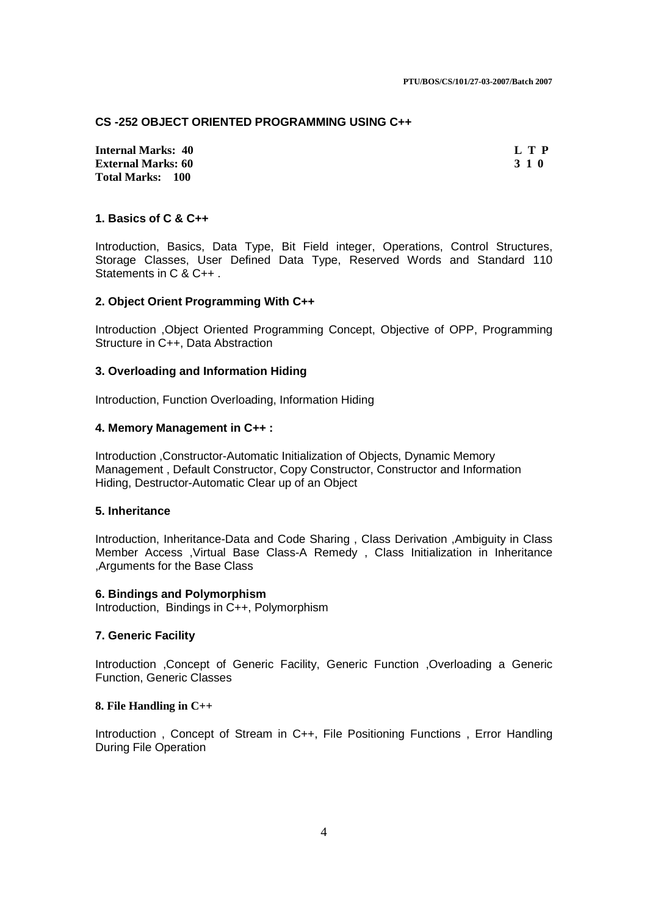## CS -252 OBJECT ORIENTED PROGRAMMING USING C++

**Internal Marks: 40**
**External Marks: 60**
**Total Marks: 100**

| L | T | P |
|---|---|---|
| 3 | 1 | 0 |

### 1. Basics of C & C++

Introduction, Basics, Data Type, Bit Field integer, Operations, Control Structures, Storage Classes, User Defined Data Type, Reserved Words and Standard 110 Statements in C & C++ .

### 2. Object Orient Programming With C++

Introduction ,Object Oriented Programming Concept, Objective of OPP, Programming Structure in C++, Data Abstraction

### 3. Overloading and Information Hiding

Introduction, Function Overloading, Information Hiding

### 4. Memory Management in C++ :

Introduction ,Constructor-Automatic Initialization of Objects, Dynamic Memory Management , Default Constructor, Copy Constructor, Constructor and Information Hiding, Destructor-Automatic Clear up of an Object

### 5. Inheritance

Introduction, Inheritance-Data and Code Sharing , Class Derivation ,Ambiguity in Class Member Access ,Virtual Base Class-A Remedy , Class Initialization in Inheritance ,Arguments for the Base Class

### 6. Bindings and Polymorphism

Introduction, Bindings in C++, Polymorphism

### 7. Generic Facility

Introduction ,Concept of Generic Facility, Generic Function ,Overloading a Generic Function, Generic Classes

### 8. File Handling in C++

Introduction , Concept of Stream in C++, File Positioning Functions , Error Handling During File Operation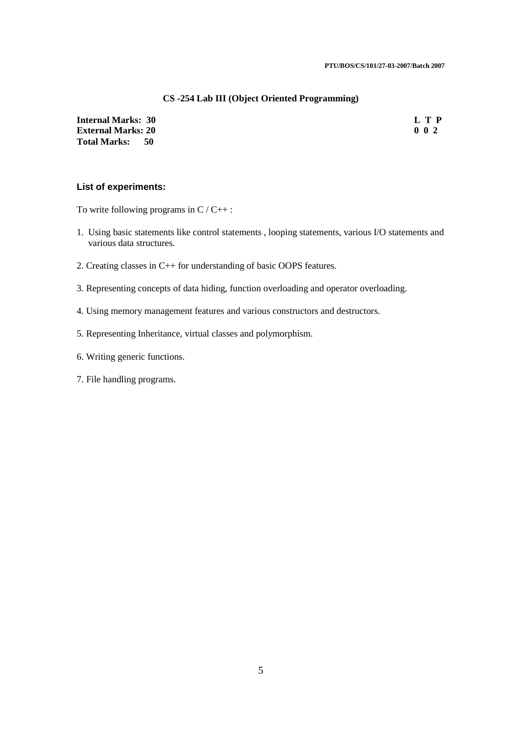## CS -254 Lab III (Object Oriented Programming)

**Internal Marks: 30**
**External Marks: 20**
**Total Marks: 50**

**L T P**
**0 0 2**

### List of experiments:

To write following programs in C / C++ :

1. Using basic statements like control statements , looping statements, various I/O statements and various data structures.
2. Creating classes in C++ for understanding of basic OOPS features.
3. Representing concepts of data hiding, function overloading and operator overloading.
4. Using memory management features and various constructors and destructors.
5. Representing Inheritance, virtual classes and polymorphism.
6. Writing generic functions.
7. File handling programs.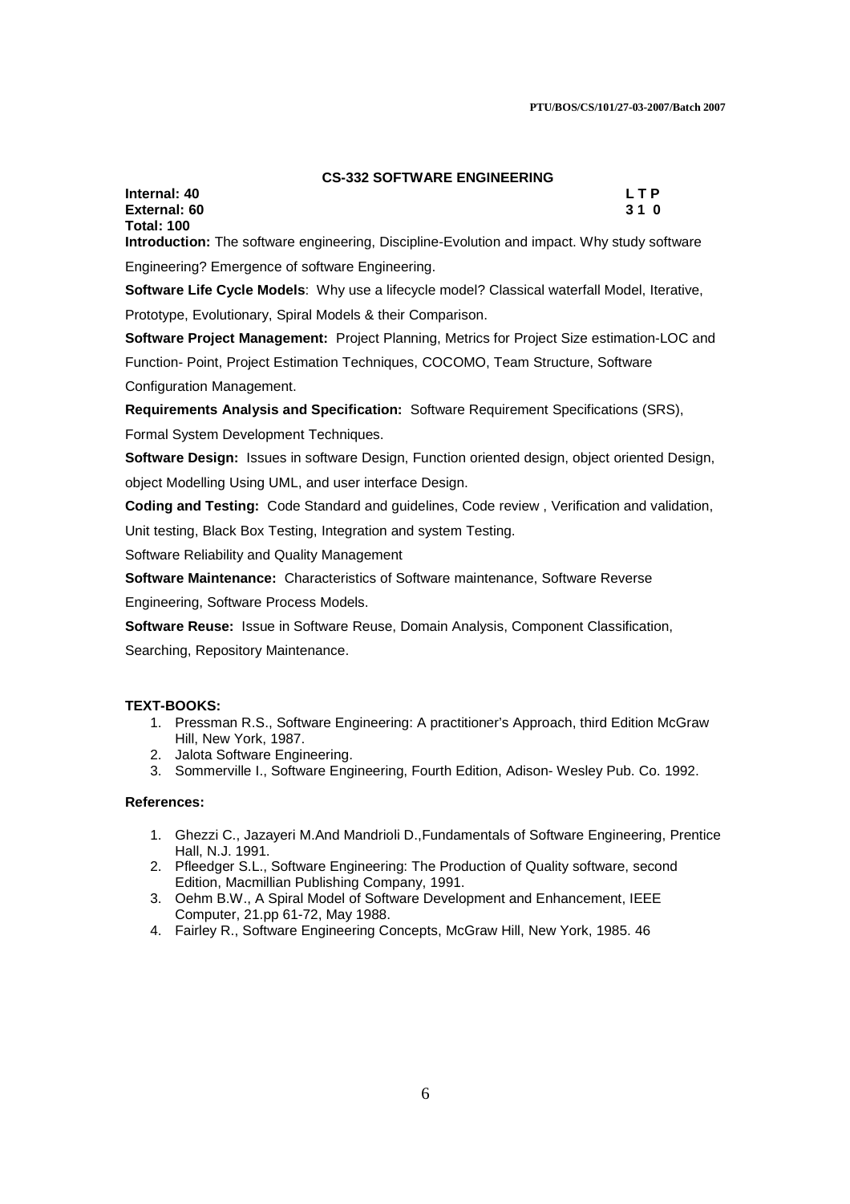## CS-332 SOFTWARE ENGINEERING

**Internal: 40** **L T P**
**External: 60** **3 1 0**
**Total: 100**

**Introduction:** The software engineering, Discipline-Evolution and impact. Why study software Engineering? Emergence of software Engineering.

**Software Life Cycle Models**: Why use a lifecycle model? Classical waterfall Model, Iterative, Prototype, Evolutionary, Spiral Models & their Comparison.

**Software Project Management:** Project Planning, Metrics for Project Size estimation-LOC and Function- Point, Project Estimation Techniques, COCOMO, Team Structure, Software Configuration Management.

**Requirements Analysis and Specification:** Software Requirement Specifications (SRS), Formal System Development Techniques.

**Software Design:** Issues in software Design, Function oriented design, object oriented Design, object Modelling Using UML, and user interface Design.

**Coding and Testing:** Code Standard and guidelines, Code review , Verification and validation, Unit testing, Black Box Testing, Integration and system Testing.

Software Reliability and Quality Management

**Software Maintenance:** Characteristics of Software maintenance, Software Reverse Engineering, Software Process Models.

**Software Reuse:** Issue in Software Reuse, Domain Analysis, Component Classification, Searching, Repository Maintenance.

**TEXT-BOOKS:**

1. Pressman R.S., Software Engineering: A practitioner's Approach, third Edition McGraw Hill, New York, 1987.
2. Jalota Software Engineering.
3. Sommerville I., Software Engineering, Fourth Edition, Adison- Wesley Pub. Co. 1992.

**References:**

1. Ghezzi C., Jazayeri M.And Mandrioli D.,Fundamentals of Software Engineering, Prentice Hall, N.J. 1991.
2. Pfleedger S.L., Software Engineering: The Production of Quality software, second Edition, Macmillian Publishing Company, 1991.
3. Oehm B.W., A Spiral Model of Software Development and Enhancement, IEEE Computer, 21.pp 61-72, May 1988.
4. Fairley R., Software Engineering Concepts, McGraw Hill, New York, 1985. 46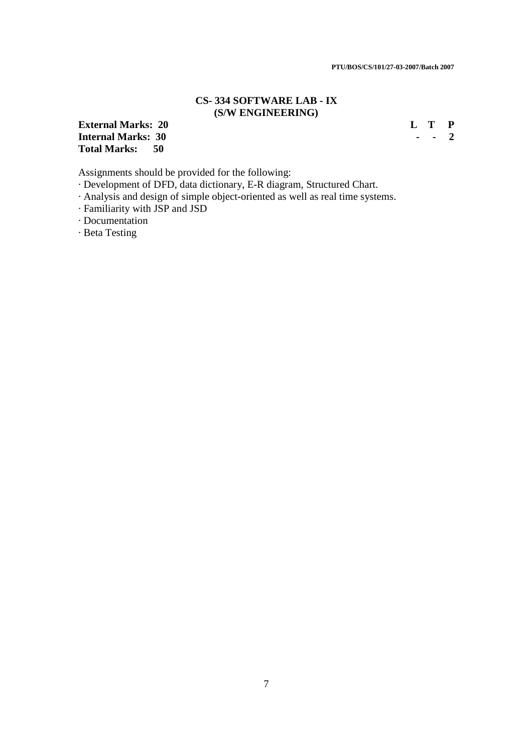# CS- 334 SOFTWARE LAB - IX
## (S/W ENGINEERING)

| | | | |
|---|---|---|---|
| **External Marks: 20** | **L** | **T** | **P** |
| **Internal Marks: 30** | **-** | **-** | **2** |
| **Total Marks: 50** | | | |

Assignments should be provided for the following:

- Development of DFD, data dictionary, E-R diagram, Structured Chart.
- Analysis and design of simple object-oriented as well as real time systems.
- Familiarity with JSP and JSD
- Documentation
- Beta Testing